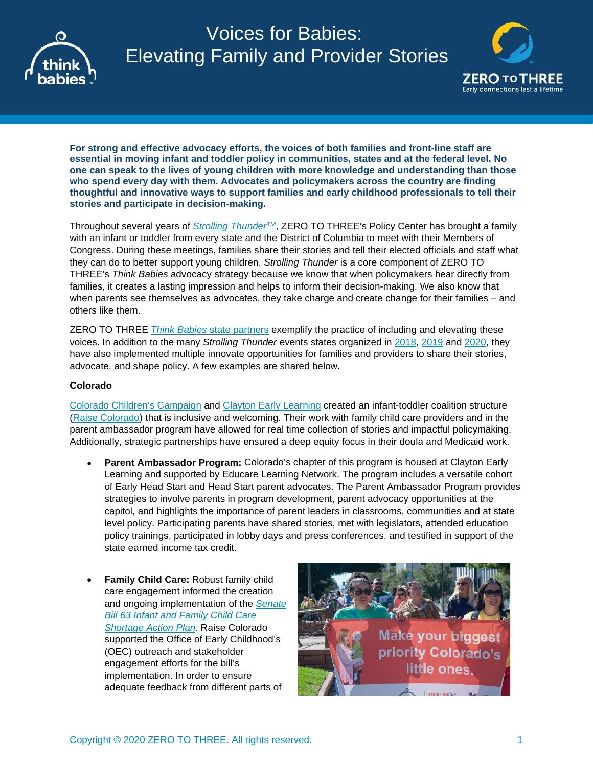# Voices for Babies: Elevating Family and Provider Stories

**For strong and effective advocacy efforts, the voices of both families and front-line staff are essential in moving infant and toddler policy in communities, states and at the federal level. No one can speak to the lives of young children with more knowledge and understanding than those who spend every day with them. Advocates and policymakers across the country are finding thoughtful and innovative ways to support families and early childhood professionals to tell their stories and participate in decision-making.**

Throughout several years of *Strolling Thunder*[TM], ZERO TO THREE's Policy Center has brought a family with an infant or toddler from every state and the District of Columbia to meet with their Members of Congress. During these meetings, families share their stories and tell their elected officials and staff what they can do to better support young children. *Strolling Thunder* is a core component of ZERO TO THREE's *Think Babies* advocacy strategy because we know that when policymakers hear directly from families, it creates a lasting impression and helps to inform their decision-making. We also know that when parents see themselves as advocates, they take charge and create change for their families – and others like them.

ZERO TO THREE *Think Babies* state partners exemplify the practice of including and elevating these voices. In addition to the many *Strolling Thunder* events states organized in 2018, 2019 and 2020, they have also implemented multiple innovate opportunities for families and providers to share their stories, advocate, and shape policy. A few examples are shared below.

### Colorado

Colorado Children's Campaign and Clayton Early Learning created an infant-toddler coalition structure (Raise Colorado) that is inclusive and welcoming. Their work with family child care providers and in the parent ambassador program have allowed for real time collection of stories and impactful policymaking. Additionally, strategic partnerships have ensured a deep equity focus in their doula and Medicaid work.

- **Parent Ambassador Program:** Colorado's chapter of this program is housed at Clayton Early Learning and supported by Educare Learning Network. The program includes a versatile cohort of Early Head Start and Head Start parent advocates. The Parent Ambassador Program provides strategies to involve parents in program development, parent advocacy opportunities at the capitol, and highlights the importance of parent leaders in classrooms, communities and at state level policy. Participating parents have shared stories, met with legislators, attended education policy trainings, participated in lobby days and press conferences, and testified in support of the state earned income tax credit.

- **Family Child Care:** Robust family child care engagement informed the creation and ongoing implementation of the *Senate Bill 63 Infant and Family Child Care Shortage Action Plan*. Raise Colorado supported the Office of Early Childhood's (OEC) outreach and stakeholder engagement efforts for the bill's implementation. In order to ensure adequate feedback from different parts of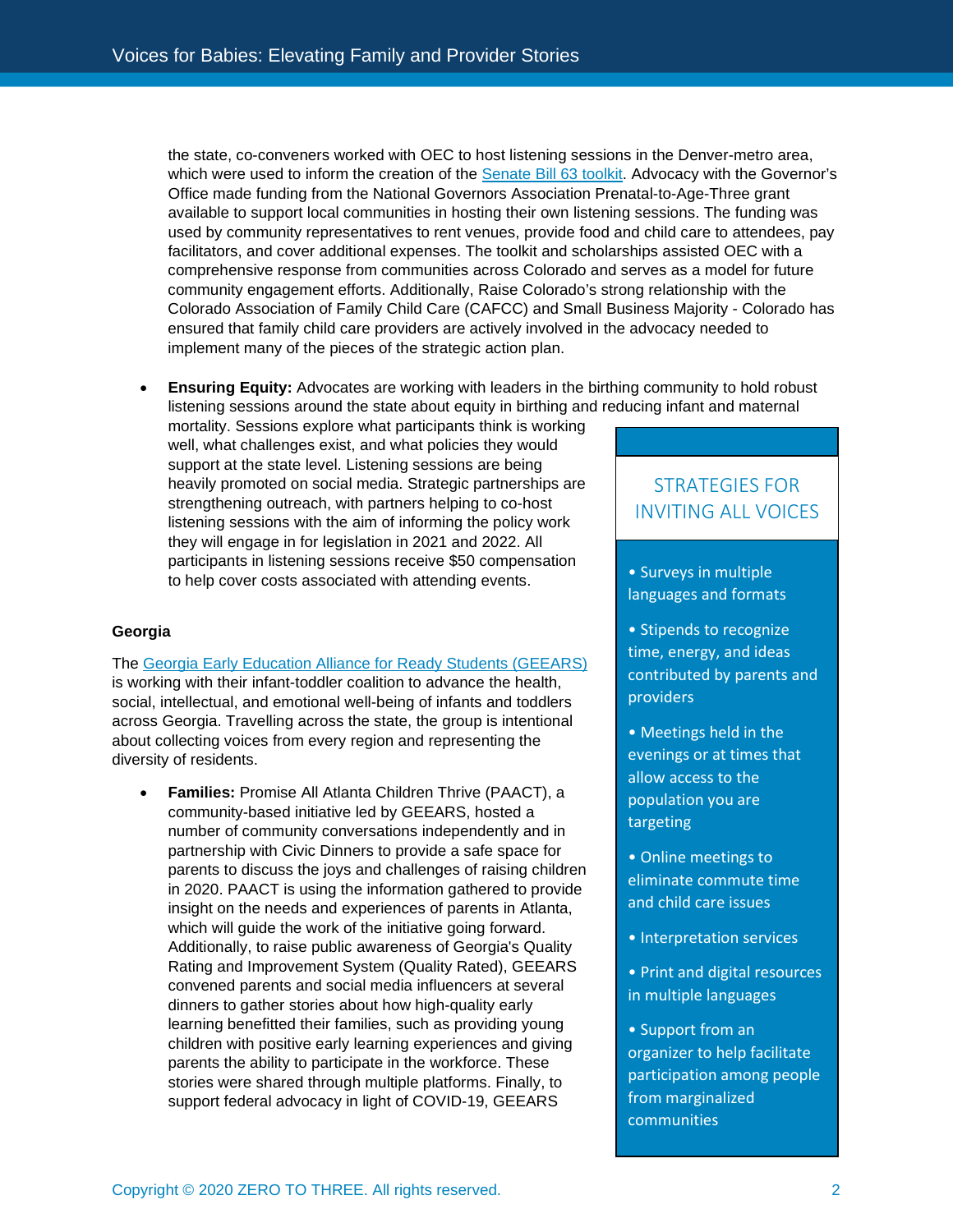the state, co-conveners worked with OEC to host listening sessions in the Denver-metro area, which were used to inform the creation of the [Senate Bill 63 toolkit](). Advocacy with the Governor's Office made funding from the National Governors Association Prenatal-to-Age-Three grant available to support local communities in hosting their own listening sessions. The funding was used by community representatives to rent venues, provide food and child care to attendees, pay facilitators, and cover additional expenses. The toolkit and scholarships assisted OEC with a comprehensive response from communities across Colorado and serves as a model for future community engagement efforts. Additionally, Raise Colorado's strong relationship with the Colorado Association of Family Child Care (CAFCC) and Small Business Majority - Colorado has ensured that family child care providers are actively involved in the advocacy needed to implement many of the pieces of the strategic action plan.

- **Ensuring Equity:** Advocates are working with leaders in the birthing community to hold robust listening sessions around the state about equity in birthing and reducing infant and maternal mortality. Sessions explore what participants think is working well, what challenges exist, and what policies they would support at the state level. Listening sessions are being heavily promoted on social media. Strategic partnerships are strengthening outreach, with partners helping to co-host listening sessions with the aim of informing the policy work they will engage in for legislation in 2021 and 2022. All participants in listening sessions receive $50 compensation to help cover costs associated with attending events.

### Georgia

The Georgia Early Education Alliance for Ready Students (GEEARS) is working with their infant-toddler coalition to advance the health, social, intellectual, and emotional well-being of infants and toddlers across Georgia. Travelling across the state, the group is intentional about collecting voices from every region and representing the diversity of residents.

- **Families:** Promise All Atlanta Children Thrive (PAACT), a community-based initiative led by GEEARS, hosted a number of community conversations independently and in partnership with Civic Dinners to provide a safe space for parents to discuss the joys and challenges of raising children in 2020. PAACT is using the information gathered to provide insight on the needs and experiences of parents in Atlanta, which will guide the work of the initiative going forward. Additionally, to raise public awareness of Georgia's Quality Rating and Improvement System (Quality Rated), GEEARS convened parents and social media influencers at several dinners to gather stories about how high-quality early learning benefitted their families, such as providing young children with positive early learning experiences and giving parents the ability to participate in the workforce. These stories were shared through multiple platforms. Finally, to support federal advocacy in light of COVID-19, GEEARS

> **STRATEGIES FOR INVITING ALL VOICES**
>
> - Surveys in multiple languages and formats
> - Stipends to recognize time, energy, and ideas contributed by parents and providers
> - Meetings held in the evenings or at times that allow access to the population you are targeting
> - Online meetings to eliminate commute time and child care issues
> - Interpretation services
> - Print and digital resources in multiple languages
> - Support from an organizer to help facilitate participation among people from marginalized communities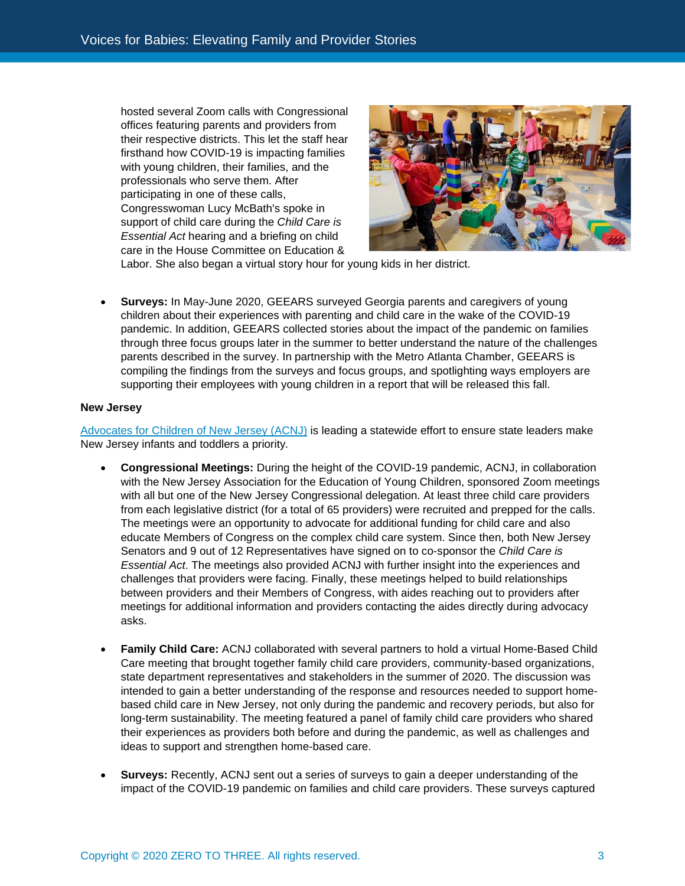hosted several Zoom calls with Congressional offices featuring parents and providers from their respective districts. This let the staff hear firsthand how COVID-19 is impacting families with young children, their families, and the professionals who serve them. After participating in one of these calls, Congresswoman Lucy McBath's spoke in support of child care during the *Child Care is Essential Act* hearing and a briefing on child care in the House Committee on Education & Labor. She also began a virtual story hour for young kids in her district.

- **Surveys:** In May-June 2020, GEEARS surveyed Georgia parents and caregivers of young children about their experiences with parenting and child care in the wake of the COVID-19 pandemic. In addition, GEEARS collected stories about the impact of the pandemic on families through three focus groups later in the summer to better understand the nature of the challenges parents described in the survey. In partnership with the Metro Atlanta Chamber, GEEARS is compiling the findings from the surveys and focus groups, and spotlighting ways employers are supporting their employees with young children in a report that will be released this fall.

**New Jersey**

Advocates for Children of New Jersey (ACNJ) is leading a statewide effort to ensure state leaders make New Jersey infants and toddlers a priority.

- **Congressional Meetings:** During the height of the COVID-19 pandemic, ACNJ, in collaboration with the New Jersey Association for the Education of Young Children, sponsored Zoom meetings with all but one of the New Jersey Congressional delegation. At least three child care providers from each legislative district (for a total of 65 providers) were recruited and prepped for the calls. The meetings were an opportunity to advocate for additional funding for child care and also educate Members of Congress on the complex child care system. Since then, both New Jersey Senators and 9 out of 12 Representatives have signed on to co-sponsor the *Child Care is Essential Act*. The meetings also provided ACNJ with further insight into the experiences and challenges that providers were facing. Finally, these meetings helped to build relationships between providers and their Members of Congress, with aides reaching out to providers after meetings for additional information and providers contacting the aides directly during advocacy asks.

- **Family Child Care:** ACNJ collaborated with several partners to hold a virtual Home-Based Child Care meeting that brought together family child care providers, community-based organizations, state department representatives and stakeholders in the summer of 2020. The discussion was intended to gain a better understanding of the response and resources needed to support home-based child care in New Jersey, not only during the pandemic and recovery periods, but also for long-term sustainability. The meeting featured a panel of family child care providers who shared their experiences as providers both before and during the pandemic, as well as challenges and ideas to support and strengthen home-based care.

- **Surveys:** Recently, ACNJ sent out a series of surveys to gain a deeper understanding of the impact of the COVID-19 pandemic on families and child care providers. These surveys captured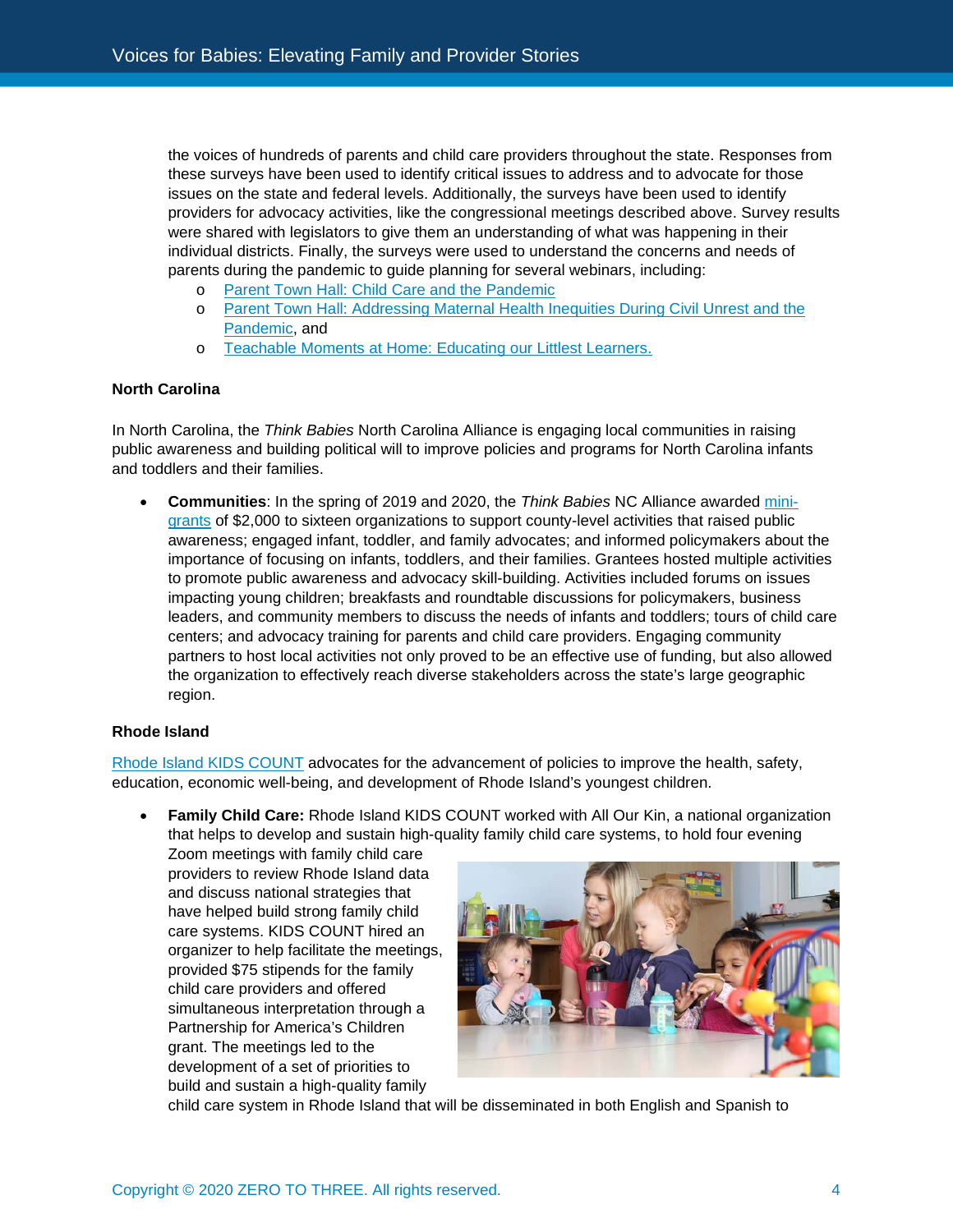the voices of hundreds of parents and child care providers throughout the state. Responses from these surveys have been used to identify critical issues to address and to advocate for those issues on the state and federal levels. Additionally, the surveys have been used to identify providers for advocacy activities, like the congressional meetings described above. Survey results were shared with legislators to give them an understanding of what was happening in their individual districts. Finally, the surveys were used to understand the concerns and needs of parents during the pandemic to guide planning for several webinars, including:

- Parent Town Hall: Child Care and the Pandemic
- Parent Town Hall: Addressing Maternal Health Inequities During Civil Unrest and the Pandemic, and
- Teachable Moments at Home: Educating our Littlest Learners.

**North Carolina**

In North Carolina, the *Think Babies* North Carolina Alliance is engaging local communities in raising public awareness and building political will to improve policies and programs for North Carolina infants and toddlers and their families.

- **Communities**: In the spring of 2019 and 2020, the *Think Babies* NC Alliance awarded mini-grants of $2,000 to sixteen organizations to support county-level activities that raised public awareness; engaged infant, toddler, and family advocates; and informed policymakers about the importance of focusing on infants, toddlers, and their families. Grantees hosted multiple activities to promote public awareness and advocacy skill-building. Activities included forums on issues impacting young children; breakfasts and roundtable discussions for policymakers, business leaders, and community members to discuss the needs of infants and toddlers; tours of child care centers; and advocacy training for parents and child care providers. Engaging community partners to host local activities not only proved to be an effective use of funding, but also allowed the organization to effectively reach diverse stakeholders across the state's large geographic region.

**Rhode Island**

Rhode Island KIDS COUNT advocates for the advancement of policies to improve the health, safety, education, economic well-being, and development of Rhode Island's youngest children.

- **Family Child Care:** Rhode Island KIDS COUNT worked with All Our Kin, a national organization that helps to develop and sustain high-quality family child care systems, to hold four evening Zoom meetings with family child care providers to review Rhode Island data and discuss national strategies that have helped build strong family child care systems. KIDS COUNT hired an organizer to help facilitate the meetings, provided $75 stipends for the family child care providers and offered simultaneous interpretation through a Partnership for America's Children grant. The meetings led to the development of a set of priorities to build and sustain a high-quality family child care system in Rhode Island that will be disseminated in both English and Spanish to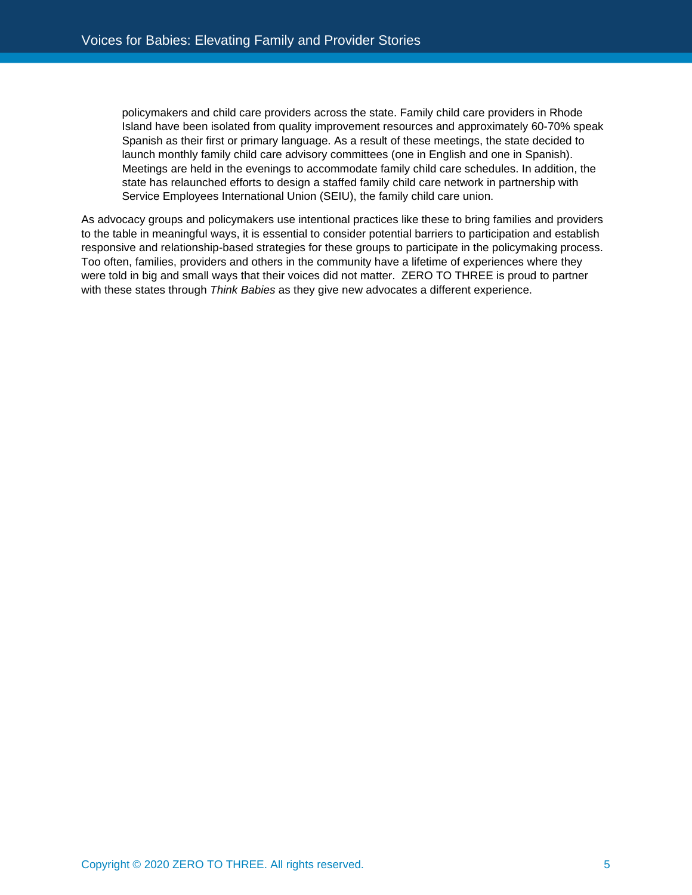policymakers and child care providers across the state. Family child care providers in Rhode Island have been isolated from quality improvement resources and approximately 60-70% speak Spanish as their first or primary language. As a result of these meetings, the state decided to launch monthly family child care advisory committees (one in English and one in Spanish). Meetings are held in the evenings to accommodate family child care schedules. In addition, the state has relaunched efforts to design a staffed family child care network in partnership with Service Employees International Union (SEIU), the family child care union.

As advocacy groups and policymakers use intentional practices like these to bring families and providers to the table in meaningful ways, it is essential to consider potential barriers to participation and establish responsive and relationship-based strategies for these groups to participate in the policymaking process. Too often, families, providers and others in the community have a lifetime of experiences where they were told in big and small ways that their voices did not matter. ZERO TO THREE is proud to partner with these states through *Think Babies* as they give new advocates a different experience.